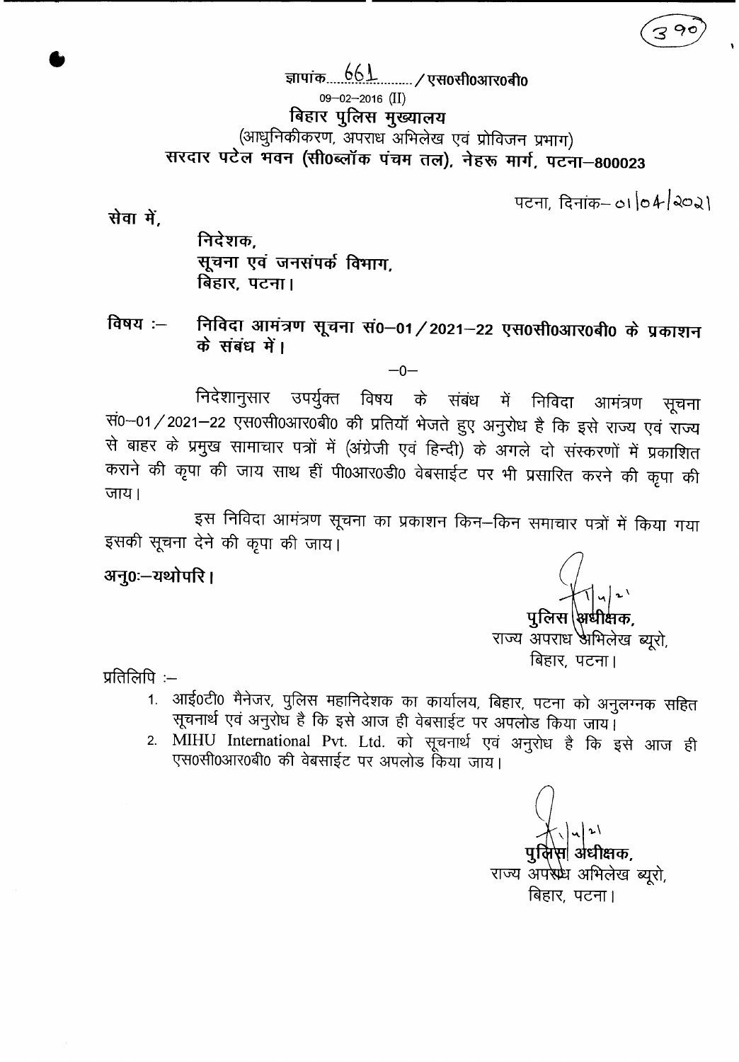(390)

ज्ञापांक 661 / एस0सी0आर0बी0

09–02–2016 (II)

**बिहार पुलिस मुख्यालय**

(आधुनिकीकरण, अपराध अभिलेख एवं प्रोविजन प्रभाग)

**सरदार पटेल भवन (सी0ब्लॉक पंचम तल), नेहरू मार्ग, पटना–800023**

पटना, दिनांक– 01/04/2021

सेवा में,

निदेशक,
सूचना एवं जनसंपर्क विभाग,
बिहार, पटना।

**विषय :– निविदा आमंत्रण सूचना सं0–01/2021–22 एस0सी0आर0बी0 के प्रकाशन के संबंध में।**

–0–

निदेशानुसार उपर्युक्त विषय के संबंध में निविदा आमंत्रण सूचना सं0–01/2021–22 एस0सी0आर0बी0 की प्रतियॉ भेजते हुए अनुरोध है कि इसे राज्य एवं राज्य से बाहर के प्रमुख सामाचार पत्रों में (अंग्रेजी एवं हिन्दी) के अगले दो संस्करणों में प्रकाशित कराने की कृपा की जाय साथ हीं पी0आर0डी0 वेबसाईट पर भी प्रसारित करने की कृपा की जाय।

इस निविदा आमंत्रण सूचना का प्रकाशन किन–किन समाचार पत्रों में किया गया इसकी सूचना देने की कृपा की जाय।

**अनु0:–यथोपरि।**

1/4/21

**पुलिस अधीक्षक,**
राज्य अपराध अभिलेख ब्यूरो,
बिहार, पटना।

प्रतिलिपि :–

1. आई0टी0 मैनेजर, पुलिस महानिदेशक का कार्यालय, बिहार, पटना को अनुलग्नक सहित सूचनार्थ एवं अनुरोध है कि इसे आज ही वेबसाईट पर अपलोड किया जाय।
2. MIHU International Pvt. Ltd. को सूचनार्थ एवं अनुरोध है कि इसे आज ही एस0सी0आर0बी0 की वेबसाईट पर अपलोड किया जाय।

1/4/21

**पुलिस अधीक्षक,**
राज्य अपराध अभिलेख ब्यूरो,
बिहार, पटना।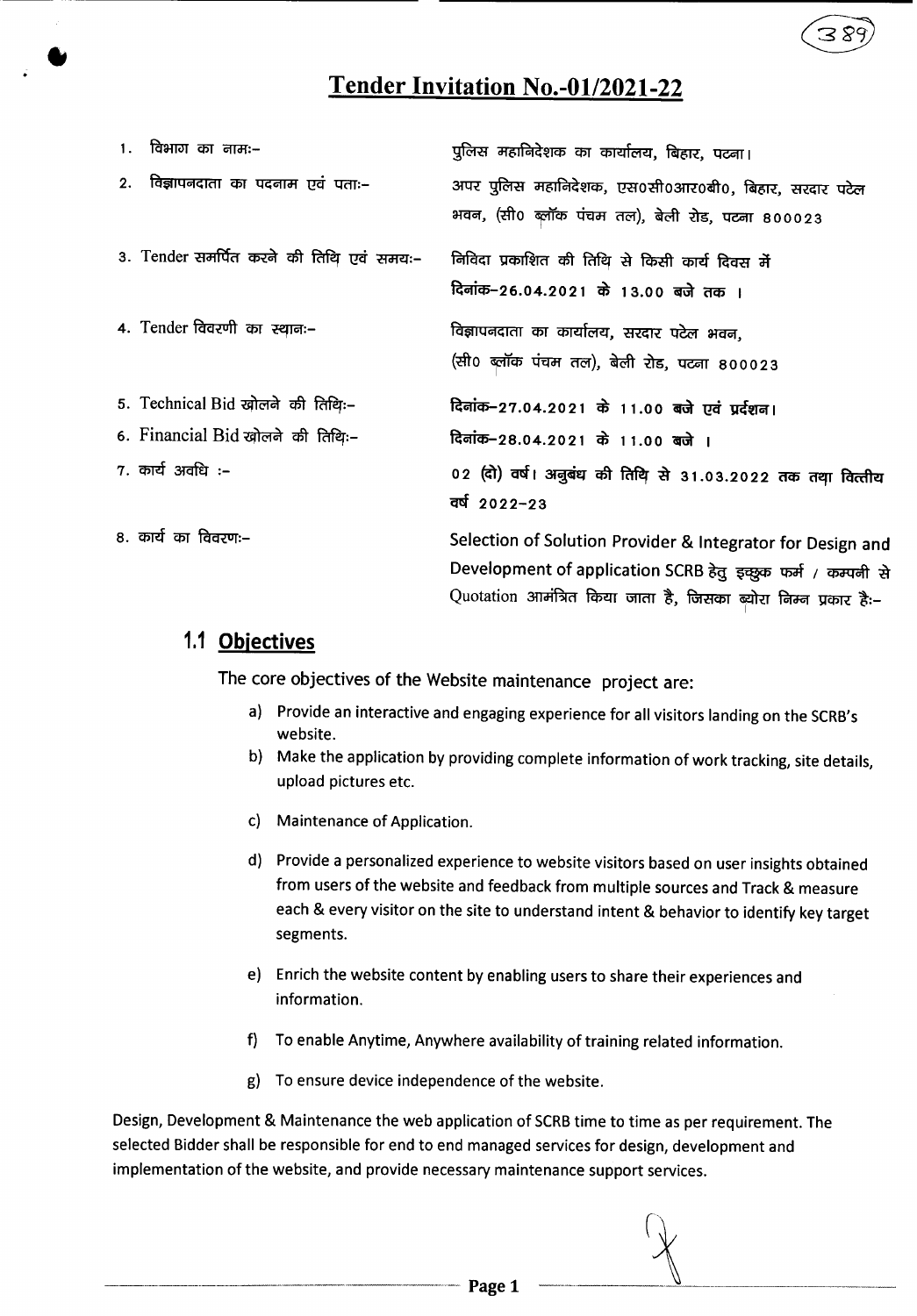# Tender Invitation No.-01/2021-22

1. विभाग का नामः– पुलिस महानिदेशक का कार्यालय, बिहार, पटना।
2. विज्ञापनदाता का पदनाम एवं पताः– अपर पुलिस महानिदेशक, एस0सी0आर0बी0, बिहार, सरदार पटेल भवन, (सी0 ब्लॉक पंचम तल), बेली रोड, पटना 800023
3. Tender समर्पित करने की तिथि एवं समयः– निविदा प्रकाशित की तिथि से किसी कार्य दिवस में **दिनांक–26.04.2021 के 13.00 बजे तक ।**
4. Tender विवरणी का स्थानः– विज्ञापनदाता का कार्यालय, सरदार पटेल भवन, (सी0 ब्लॉक पंचम तल), बेली रोड, पटना 800023
5. Technical Bid खोलने की तिथिः– **दिनांक–27.04.2021 के 11.00 बजे एवं प्रर्दशन।**
6. Financial Bid खोलने की तिथिः– **दिनांक–28.04.2021 के 11.00 बजे ।**
7. कार्य अवधि :– **02 (दो) वर्ष। अनुबंध की तिथि से 31.03.2022 तक तथा वित्तीय वर्ष 2022–23**
8. कार्य का विवरणः– Selection of Solution Provider & Integrator for Design and Development of application SCRB हेतु इच्छुक फर्म / कम्पनी से Quotation आमंत्रित किया जाता है, जिसका ब्योरा निम्न प्रकार हैः–

## 1.1 Objectives

The core objectives of the Website maintenance project are:

a) Provide an interactive and engaging experience for all visitors landing on the SCRB's website.

b) Make the application by providing complete information of work tracking, site details, upload pictures etc.

c) Maintenance of Application.

d) Provide a personalized experience to website visitors based on user insights obtained from users of the website and feedback from multiple sources and Track & measure each & every visitor on the site to understand intent & behavior to identify key target segments.

e) Enrich the website content by enabling users to share their experiences and information.

f) To enable Anytime, Anywhere availability of training related information.

g) To ensure device independence of the website.

Design, Development & Maintenance the web application of SCRB time to time as per requirement. The selected Bidder shall be responsible for end to end managed services for design, development and implementation of the website, and provide necessary maintenance support services.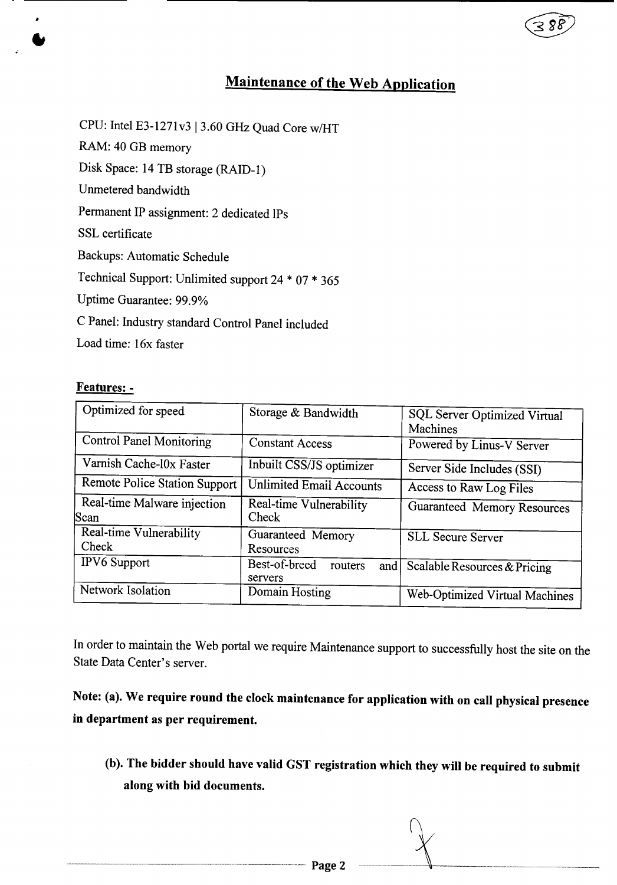## Maintenance of the Web Application

CPU: Intel E3-1271v3 | 3.60 GHz Quad Core w/HT

RAM: 40 GB memory

Disk Space: 14 TB storage (RAID-1)

Unmetered bandwidth

Permanent IP assignment: 2 dedicated IPs

SSL certificate

Backups: Automatic Schedule

Technical Support: Unlimited support 24 * 07 * 365

Uptime Guarantee: 99.9%

C Panel: Industry standard Control Panel included

Load time: 16x faster

**Features: -**

| | | |
|---|---|---|
| Optimized for speed | Storage & Bandwidth | SQL Server Optimized Virtual Machines |
| Control Panel Monitoring | Constant Access | Powered by Linus-V Server |
| Varnish Cache-l0x Faster | Inbuilt CSS/JS optimizer | Server Side Includes (SSI) |
| Remote Police Station Support | Unlimited Email Accounts | Access to Raw Log Files |
| Real-time Malware injection Scan | Real-time Vulnerability Check | Guaranteed Memory Resources |
| Real-time Vulnerability Check | Guaranteed Memory Resources | SLL Secure Server |
| IPV6 Support | Best-of-breed routers and servers | Scalable Resources & Pricing |
| Network Isolation | Domain Hosting | Web-Optimized Virtual Machines |

In order to maintain the Web portal we require Maintenance support to successfully host the site on the State Data Center's server.

**Note: (a). We require round the clock maintenance for application with on call physical presence in department as per requirement.**

**(b). The bidder should have valid GST registration which they will be required to submit along with bid documents.**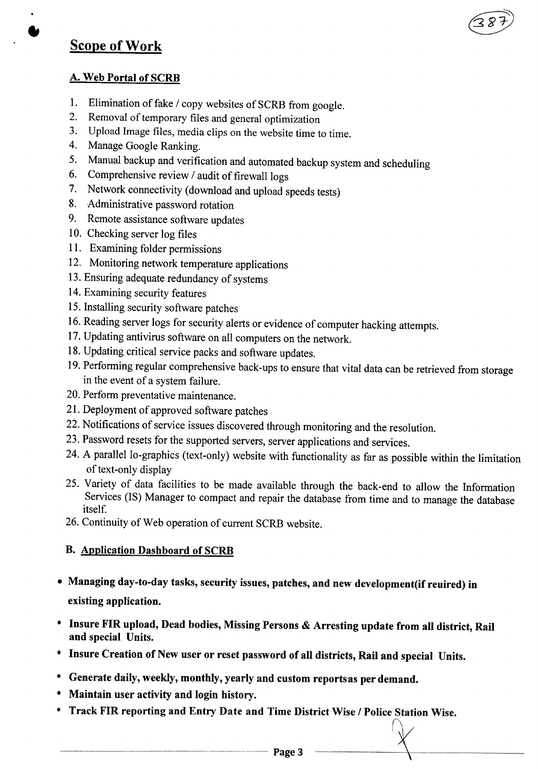## Scope of Work

### A. Web Portal of SCRB

1. Elimination of fake / copy websites of SCRB from google.
2. Removal of temporary files and general optimization
3. Upload Image files, media clips on the website time to time.
4. Manage Google Ranking.
5. Manual backup and verification and automated backup system and scheduling
6. Comprehensive review / audit of firewall logs
7. Network connectivity (download and upload speeds tests)
8. Administrative password rotation
9. Remote assistance software updates
10. Checking server log files
11. Examining folder permissions
12. Monitoring network temperature applications
13. Ensuring adequate redundancy of systems
14. Examining security features
15. Installing security software patches
16. Reading server logs for security alerts or evidence of computer hacking attempts.
17. Updating antivirus software on all computers on the network.
18. Updating critical service packs and software updates.
19. Performing regular comprehensive back-ups to ensure that vital data can be retrieved from storage in the event of a system failure.
20. Perform preventative maintenance.
21. Deployment of approved software patches
22. Notifications of service issues discovered through monitoring and the resolution.
23. Password resets for the supported servers, server applications and services.
24. A parallel lo-graphics (text-only) website with functionality as far as possible within the limitation of text-only display
25. Variety of data facilities to be made available through the back-end to allow the Information Services (IS) Manager to compact and repair the database from time and to manage the database itself.
26. Continuity of Web operation of current SCRB website.

### B. Application Dashboard of SCRB

- **Managing day-to-day tasks, security issues, patches, and new development(if reuired) in existing application.**
- **Insure FIR upload, Dead bodies, Missing Persons & Arresting update from all district, Rail and special Units.**
- **Insure Creation of New user or reset password of all districts, Rail and special Units.**
- **Generate daily, weekly, monthly, yearly and custom reportsas per demand.**
- **Maintain user activity and login history.**
- **Track FIR reporting and Entry Date and Time District Wise / Police Station Wise.**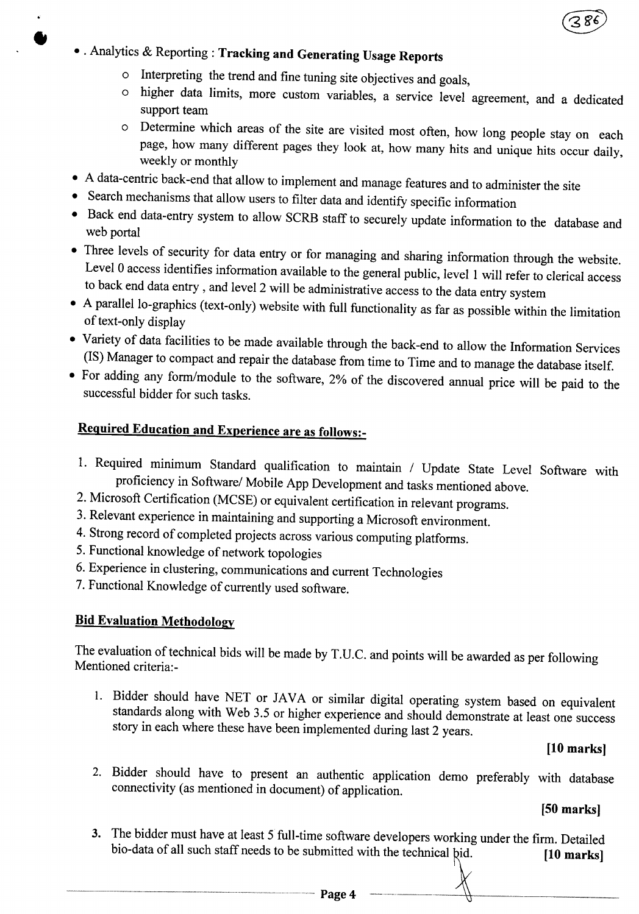- . Analytics & Reporting : **Tracking and Generating Usage Reports**
    - Interpreting the trend and fine tuning site objectives and goals,
    - higher data limits, more custom variables, a service level agreement, and a dedicated support team
    - Determine which areas of the site are visited most often, how long people stay on each page, how many different pages they look at, how many hits and unique hits occur daily, weekly or monthly
- A data-centric back-end that allow to implement and manage features and to administer the site
- Search mechanisms that allow users to filter data and identify specific information
- Back end data-entry system to allow SCRB staff to securely update information to the database and web portal
- Three levels of security for data entry or for managing and sharing information through the website. Level 0 access identifies information available to the general public, level 1 will refer to clerical access to back end data entry , and level 2 will be administrative access to the data entry system
- A parallel lo-graphics (text-only) website with full functionality as far as possible within the limitation of text-only display
- Variety of data facilities to be made available through the back-end to allow the Information Services (IS) Manager to compact and repair the database from time to Time and to manage the database itself.
- For adding any form/module to the software, 2% of the discovered annual price will be paid to the successful bidder for such tasks.

## Required Education and Experience are as follows:-

1. Required minimum Standard qualification to maintain / Update State Level Software with proficiency in Software/ Mobile App Development and tasks mentioned above.
2. Microsoft Certification (MCSE) or equivalent certification in relevant programs.
3. Relevant experience in maintaining and supporting a Microsoft environment.
4. Strong record of completed projects across various computing platforms.
5. Functional knowledge of network topologies
6. Experience in clustering, communications and current Technologies
7. Functional Knowledge of currently used software.

## Bid Evaluation Methodology

The evaluation of technical bids will be made by T.U.C. and points will be awarded as per following Mentioned criteria:-

1. Bidder should have NET or JAVA or similar digital operating system based on equivalent standards along with Web 3.5 or higher experience and should demonstrate at least one success story in each where these have been implemented during last 2 years.

   **[10 marks]**

2. Bidder should have to present an authentic application demo preferably with database connectivity (as mentioned in document) of application.

   **[50 marks]**

3. The bidder must have at least 5 full-time software developers working under the firm. Detailed bio-data of all such staff needs to be submitted with the technical bid. **[10 marks]**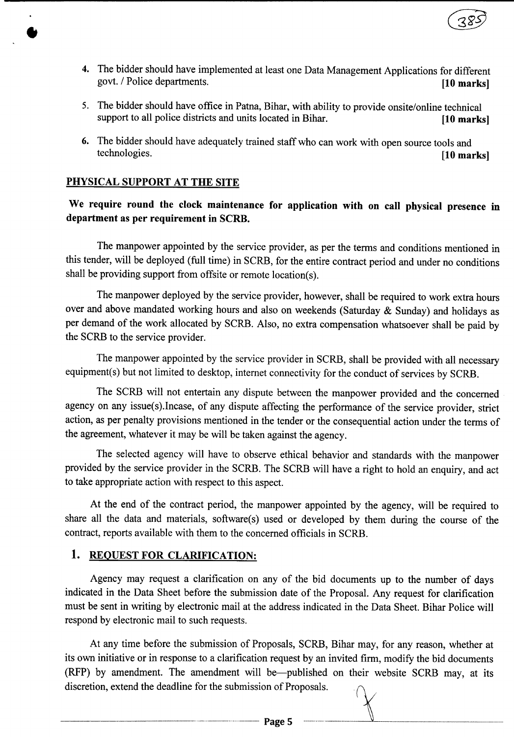4. The bidder should have implemented at least one Data Management Applications for different govt. / Police departments. **[10 marks]**

5. The bidder should have office in Patna, Bihar, with ability to provide onsite/online technical support to all police districts and units located in Bihar. **[10 marks]**

6. The bidder should have adequately trained staff who can work with open source tools and technologies. **[10 marks]**

## PHYSICAL SUPPORT AT THE SITE

**We require round the clock maintenance for application with on call physical presence in department as per requirement in SCRB.**

The manpower appointed by the service provider, as per the terms and conditions mentioned in this tender, will be deployed (full time) in SCRB, for the entire contract period and under no conditions shall be providing support from offsite or remote location(s).

The manpower deployed by the service provider, however, shall be required to work extra hours over and above mandated working hours and also on weekends (Saturday & Sunday) and holidays as per demand of the work allocated by SCRB. Also, no extra compensation whatsoever shall be paid by the SCRB to the service provider.

The manpower appointed by the service provider in SCRB, shall be provided with all necessary equipment(s) but not limited to desktop, internet connectivity for the conduct of services by SCRB.

The SCRB will not entertain any dispute between the manpower provided and the concerned agency on any issue(s).Incase, of any dispute affecting the performance of the service provider, strict action, as per penalty provisions mentioned in the tender or the consequential action under the terms of the agreement, whatever it may be will be taken against the agency.

The selected agency will have to observe ethical behavior and standards with the manpower provided by the service provider in the SCRB. The SCRB will have a right to hold an enquiry, and act to take appropriate action with respect to this aspect.

At the end of the contract period, the manpower appointed by the agency, will be required to share all the data and materials, software(s) used or developed by them during the course of the contract, reports available with them to the concerned officials in SCRB.

## 1. REQUEST FOR CLARIFICATION:

Agency may request a clarification on any of the bid documents up to the number of days indicated in the Data Sheet before the submission date of the Proposal. Any request for clarification must be sent in writing by electronic mail at the address indicated in the Data Sheet. Bihar Police will respond by electronic mail to such requests.

At any time before the submission of Proposals, SCRB, Bihar may, for any reason, whether at its own initiative or in response to a clarification request by an invited firm, modify the bid documents (RFP) by amendment. The amendment will be—published on their website SCRB may, at its discretion, extend the deadline for the submission of Proposals.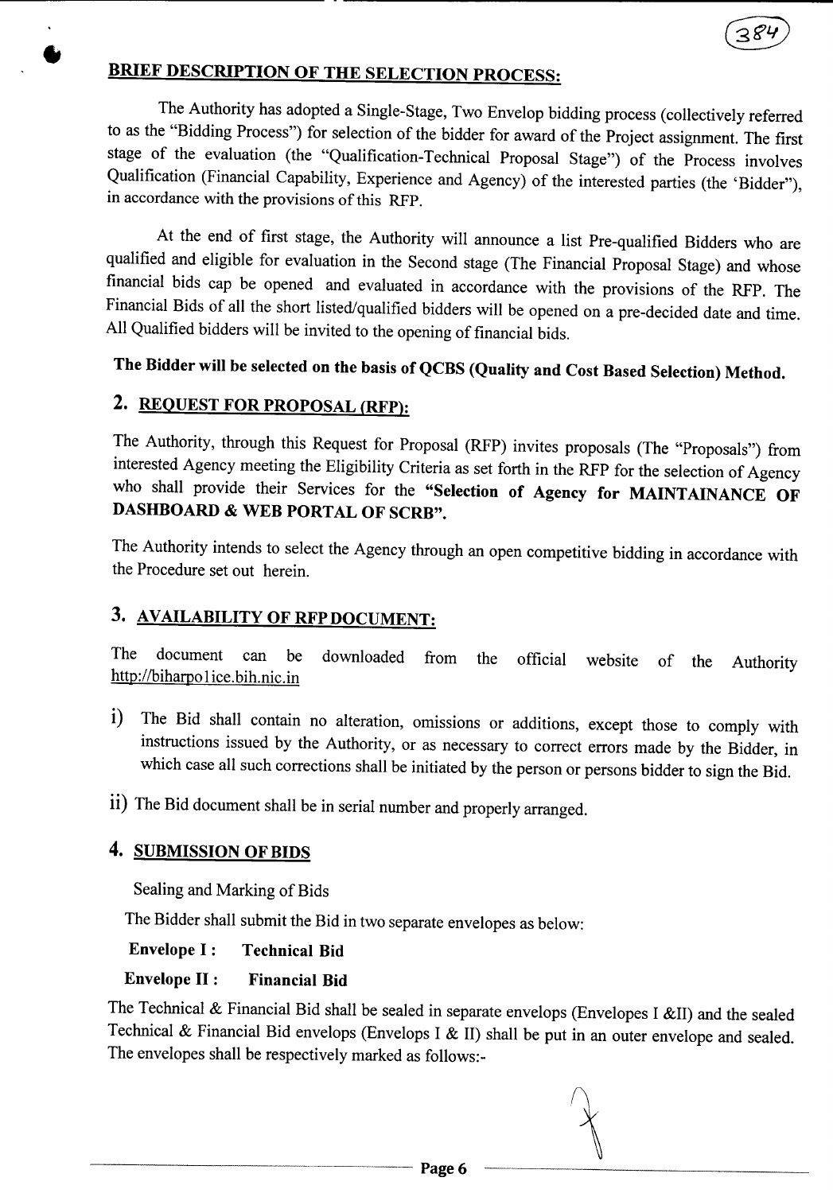## BRIEF DESCRIPTION OF THE SELECTION PROCESS:

The Authority has adopted a Single-Stage, Two Envelop bidding process (collectively referred to as the "Bidding Process") for selection of the bidder for award of the Project assignment. The first stage of the evaluation (the "Qualification-Technical Proposal Stage") of the Process involves Qualification (Financial Capability, Experience and Agency) of the interested parties (the 'Bidder"), in accordance with the provisions of this RFP.

At the end of first stage, the Authority will announce a list Pre-qualified Bidders who are qualified and eligible for evaluation in the Second stage (The Financial Proposal Stage) and whose financial bids cap be opened and evaluated in accordance with the provisions of the RFP. The Financial Bids of all the short listed/qualified bidders will be opened on a pre-decided date and time. All Qualified bidders will be invited to the opening of financial bids.

**The Bidder will be selected on the basis of QCBS (Quality and Cost Based Selection) Method.**

## 2. REQUEST FOR PROPOSAL (RFP):

The Authority, through this Request for Proposal (RFP) invites proposals (The "Proposals") from interested Agency meeting the Eligibility Criteria as set forth in the RFP for the selection of Agency who shall provide their Services for the **"Selection of Agency for MAINTAINANCE OF DASHBOARD & WEB PORTAL OF SCRB".**

The Authority intends to select the Agency through an open competitive bidding in accordance with the Procedure set out herein.

## 3. AVAILABILITY OF RFP DOCUMENT:

The document can be downloaded from the official website of the Authority http://biharpo1ice.bih.nic.in

i) The Bid shall contain no alteration, omissions or additions, except those to comply with instructions issued by the Authority, or as necessary to correct errors made by the Bidder, in which case all such corrections shall be initiated by the person or persons bidder to sign the Bid.

ii) The Bid document shall be in serial number and properly arranged.

## 4. SUBMISSION OF BIDS

Sealing and Marking of Bids

The Bidder shall submit the Bid in two separate envelopes as below:

**Envelope I : Technical Bid**

**Envelope II : Financial Bid**

The Technical & Financial Bid shall be sealed in separate envelops (Envelopes I &II) and the sealed Technical & Financial Bid envelops (Envelops I & II) shall be put in an outer envelope and sealed. The envelopes shall be respectively marked as follows:-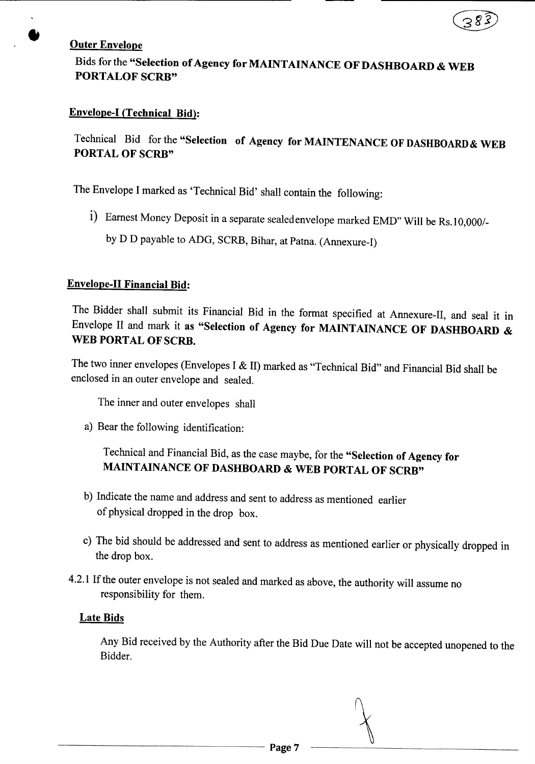**Outer Envelope**

Bids for the **"Selection of Agency for MAINTAINANCE OF DASHBOARD & WEB PORTALOF SCRB"**

**Envelope-I (Technical Bid):**

Technical Bid for the **"Selection of Agency for MAINTENANCE OF DASHBOARD & WEB PORTAL OF SCRB"**

The Envelope I marked as 'Technical Bid' shall contain the following:

i) Earnest Money Deposit in a separate sealedenvelope marked EMD" Will be Rs.10,000/- by D D payable to ADG, SCRB, Bihar, at Patna. (Annexure-I)

**Envelope-II Financial Bid:**

The Bidder shall submit its Financial Bid in the format specified at Annexure-II, and seal it in Envelope II and mark it **as "Selection of Agency for MAINTAINANCE OF DASHBOARD & WEB PORTAL OF SCRB.**

The two inner envelopes (Envelopes I & II) marked as "Technical Bid" and Financial Bid shall be enclosed in an outer envelope and sealed.

The inner and outer envelopes shall

a) Bear the following identification:

Technical and Financial Bid, as the case maybe, for the **"Selection of Agency for MAINTAINANCE OF DASHBOARD & WEB PORTAL OF SCRB"**

b) Indicate the name and address and sent to address as mentioned earlier of physical dropped in the drop box.

c) The bid should be addressed and sent to address as mentioned earlier or physically dropped in the drop box.

4.2.1 If the outer envelope is not sealed and marked as above, the authority will assume no responsibility for them.

**Late Bids**

Any Bid received by the Authority after the Bid Due Date will not be accepted unopened to the Bidder.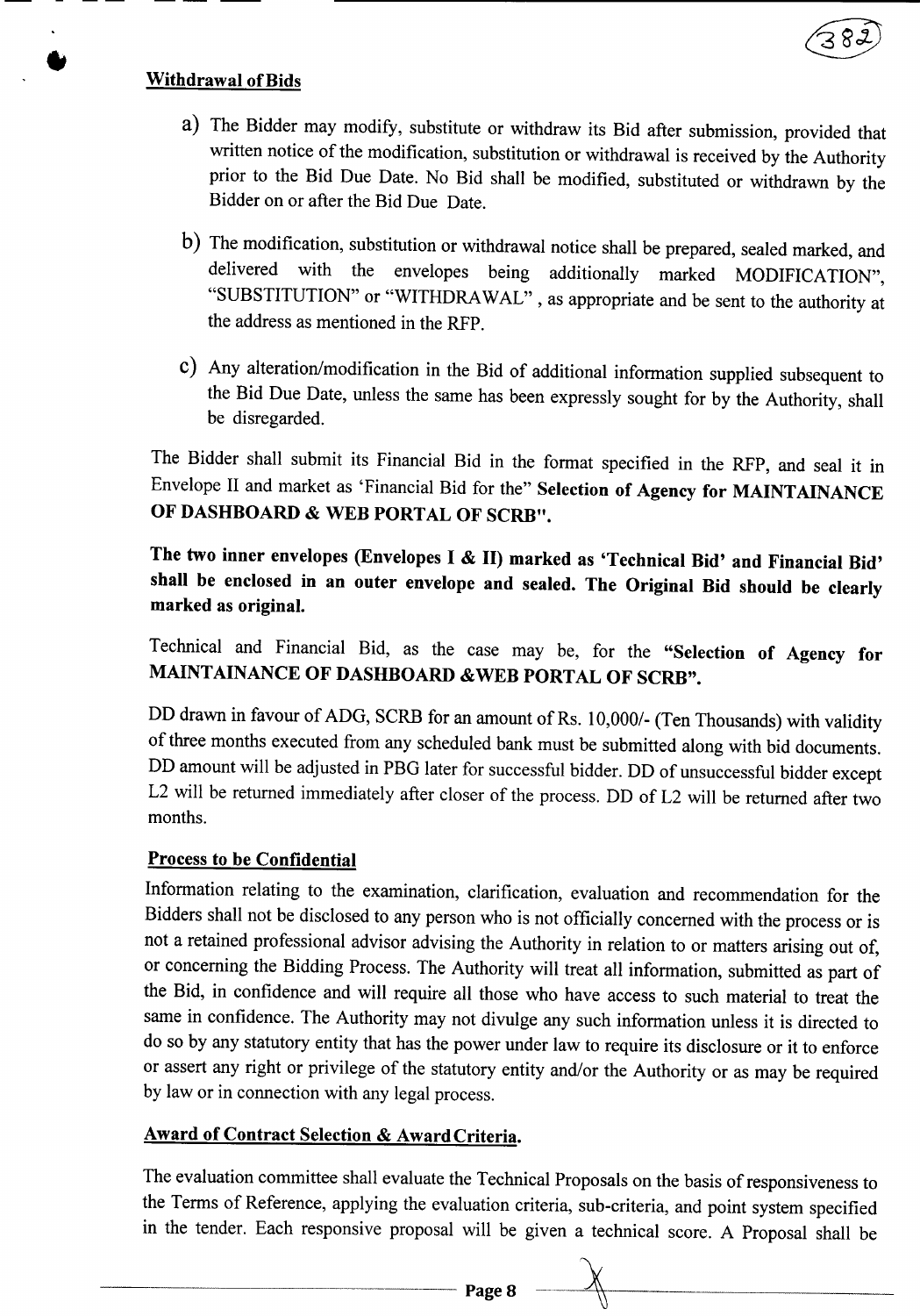**Withdrawal of Bids**

a) The Bidder may modify, substitute or withdraw its Bid after submission, provided that written notice of the modification, substitution or withdrawal is received by the Authority prior to the Bid Due Date. No Bid shall be modified, substituted or withdrawn by the Bidder on or after the Bid Due Date.

b) The modification, substitution or withdrawal notice shall be prepared, sealed marked, and delivered with the envelopes being additionally marked MODIFICATION", "SUBSTITUTION" or "WITHDRAWAL" , as appropriate and be sent to the authority at the address as mentioned in the RFP.

c) Any alteration/modification in the Bid of additional information supplied subsequent to the Bid Due Date, unless the same has been expressly sought for by the Authority, shall be disregarded.

The Bidder shall submit its Financial Bid in the format specified in the RFP, and seal it in Envelope II and market as 'Financial Bid for the" **Selection of Agency for MAINTAINANCE OF DASHBOARD & WEB PORTAL OF SCRB".**

**The two inner envelopes (Envelopes I & II) marked as 'Technical Bid' and Financial Bid' shall be enclosed in an outer envelope and sealed. The Original Bid should be clearly marked as original.**

Technical and Financial Bid, as the case may be, for the **"Selection of Agency for MAINTAINANCE OF DASHBOARD &WEB PORTAL OF SCRB".**

DD drawn in favour of ADG, SCRB for an amount of Rs. 10,000/- (Ten Thousands) with validity of three months executed from any scheduled bank must be submitted along with bid documents. DD amount will be adjusted in PBG later for successful bidder. DD of unsuccessful bidder except L2 will be returned immediately after closer of the process. DD of L2 will be returned after two months.

**Process to be Confidential**

Information relating to the examination, clarification, evaluation and recommendation for the Bidders shall not be disclosed to any person who is not officially concerned with the process or is not a retained professional advisor advising the Authority in relation to or matters arising out of, or concerning the Bidding Process. The Authority will treat all information, submitted as part of the Bid, in confidence and will require all those who have access to such material to treat the same in confidence. The Authority may not divulge any such information unless it is directed to do so by any statutory entity that has the power under law to require its disclosure or it to enforce or assert any right or privilege of the statutory entity and/or the Authority or as may be required by law or in connection with any legal process.

**Award of Contract Selection & Award Criteria.**

The evaluation committee shall evaluate the Technical Proposals on the basis of responsiveness to the Terms of Reference, applying the evaluation criteria, sub-criteria, and point system specified in the tender. Each responsive proposal will be given a technical score. A Proposal shall be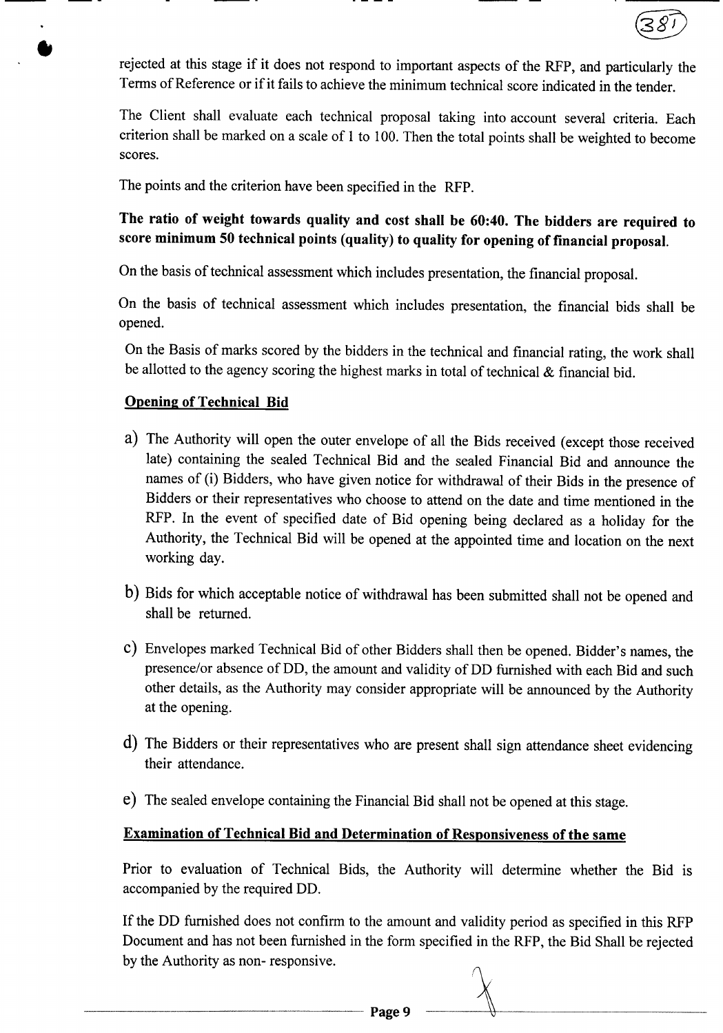rejected at this stage if it does not respond to important aspects of the RFP, and particularly the Terms of Reference or if it fails to achieve the minimum technical score indicated in the tender.

The Client shall evaluate each technical proposal taking into account several criteria. Each criterion shall be marked on a scale of 1 to 100. Then the total points shall be weighted to become scores.

The points and the criterion have been specified in the RFP.

**The ratio of weight towards quality and cost shall be 60:40. The bidders are required to score minimum 50 technical points (quality) to quality for opening of financial proposal.**

On the basis of technical assessment which includes presentation, the financial proposal.

On the basis of technical assessment which includes presentation, the financial bids shall be opened.

On the Basis of marks scored by the bidders in the technical and financial rating, the work shall be allotted to the agency scoring the highest marks in total of technical & financial bid.

**<u>Opening of Technical Bid</u>**

a) The Authority will open the outer envelope of all the Bids received (except those received late) containing the sealed Technical Bid and the sealed Financial Bid and announce the names of (i) Bidders, who have given notice for withdrawal of their Bids in the presence of Bidders or their representatives who choose to attend on the date and time mentioned in the RFP. In the event of specified date of Bid opening being declared as a holiday for the Authority, the Technical Bid will be opened at the appointed time and location on the next working day.

b) Bids for which acceptable notice of withdrawal has been submitted shall not be opened and shall be returned.

c) Envelopes marked Technical Bid of other Bidders shall then be opened. Bidder's names, the presence/or absence of DD, the amount and validity of DD furnished with each Bid and such other details, as the Authority may consider appropriate will be announced by the Authority at the opening.

d) The Bidders or their representatives who are present shall sign attendance sheet evidencing their attendance.

e) The sealed envelope containing the Financial Bid shall not be opened at this stage.

**<u>Examination of Technical Bid and Determination of Responsiveness of the same</u>**

Prior to evaluation of Technical Bids, the Authority will determine whether the Bid is accompanied by the required DD.

If the DD furnished does not confirm to the amount and validity period as specified in this RFP Document and has not been furnished in the form specified in the RFP, the Bid Shall be rejected by the Authority as non- responsive.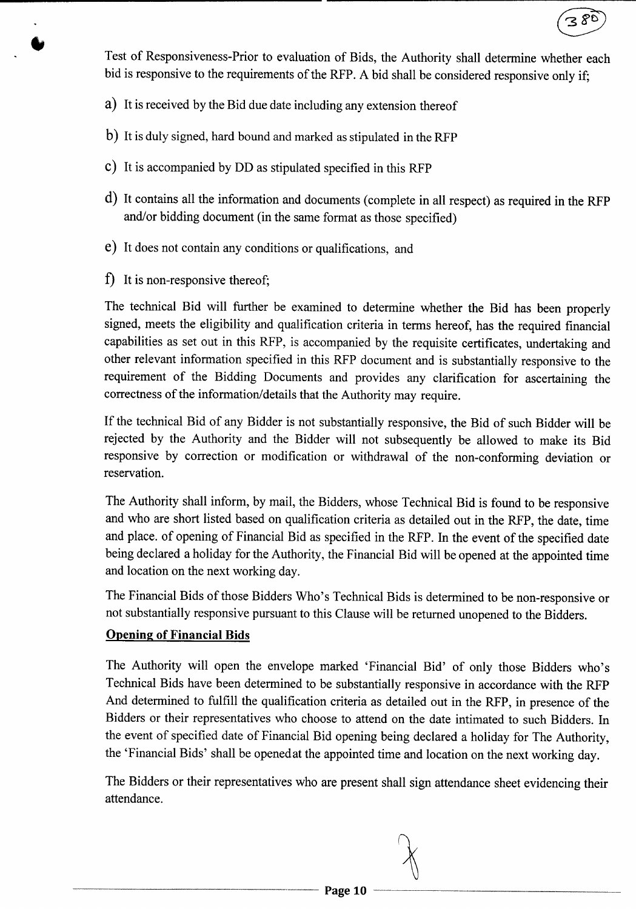Test of Responsiveness-Prior to evaluation of Bids, the Authority shall determine whether each bid is responsive to the requirements of the RFP. A bid shall be considered responsive only if;

a) It is received by the Bid due date including any extension thereof

b) It is duly signed, hard bound and marked as stipulated in the RFP

c) It is accompanied by DD as stipulated specified in this RFP

d) It contains all the information and documents (complete in all respect) as required in the RFP and/or bidding document (in the same format as those specified)

e) It does not contain any conditions or qualifications, and

f) It is non-responsive thereof;

The technical Bid will further be examined to determine whether the Bid has been properly signed, meets the eligibility and qualification criteria in terms hereof, has the required financial capabilities as set out in this RFP, is accompanied by the requisite certificates, undertaking and other relevant information specified in this RFP document and is substantially responsive to the requirement of the Bidding Documents and provides any clarification for ascertaining the correctness of the information/details that the Authority may require.

If the technical Bid of any Bidder is not substantially responsive, the Bid of such Bidder will be rejected by the Authority and the Bidder will not subsequently be allowed to make its Bid responsive by correction or modification or withdrawal of the non-conforming deviation or reservation.

The Authority shall inform, by mail, the Bidders, whose Technical Bid is found to be responsive and who are short listed based on qualification criteria as detailed out in the RFP, the date, time and place. of opening of Financial Bid as specified in the RFP. In the event of the specified date being declared a holiday for the Authority, the Financial Bid will be opened at the appointed time and location on the next working day.

The Financial Bids of those Bidders Who's Technical Bids is determined to be non-responsive or not substantially responsive pursuant to this Clause will be returned unopened to the Bidders.

**Opening of Financial Bids**

The Authority will open the envelope marked 'Financial Bid' of only those Bidders who's Technical Bids have been determined to be substantially responsive in accordance with the RFP And determined to fulfill the qualification criteria as detailed out in the RFP, in presence of the Bidders or their representatives who choose to attend on the date intimated to such Bidders. In the event of specified date of Financial Bid opening being declared a holiday for The Authority, the 'Financial Bids' shall be openedat the appointed time and location on the next working day.

The Bidders or their representatives who are present shall sign attendance sheet evidencing their attendance.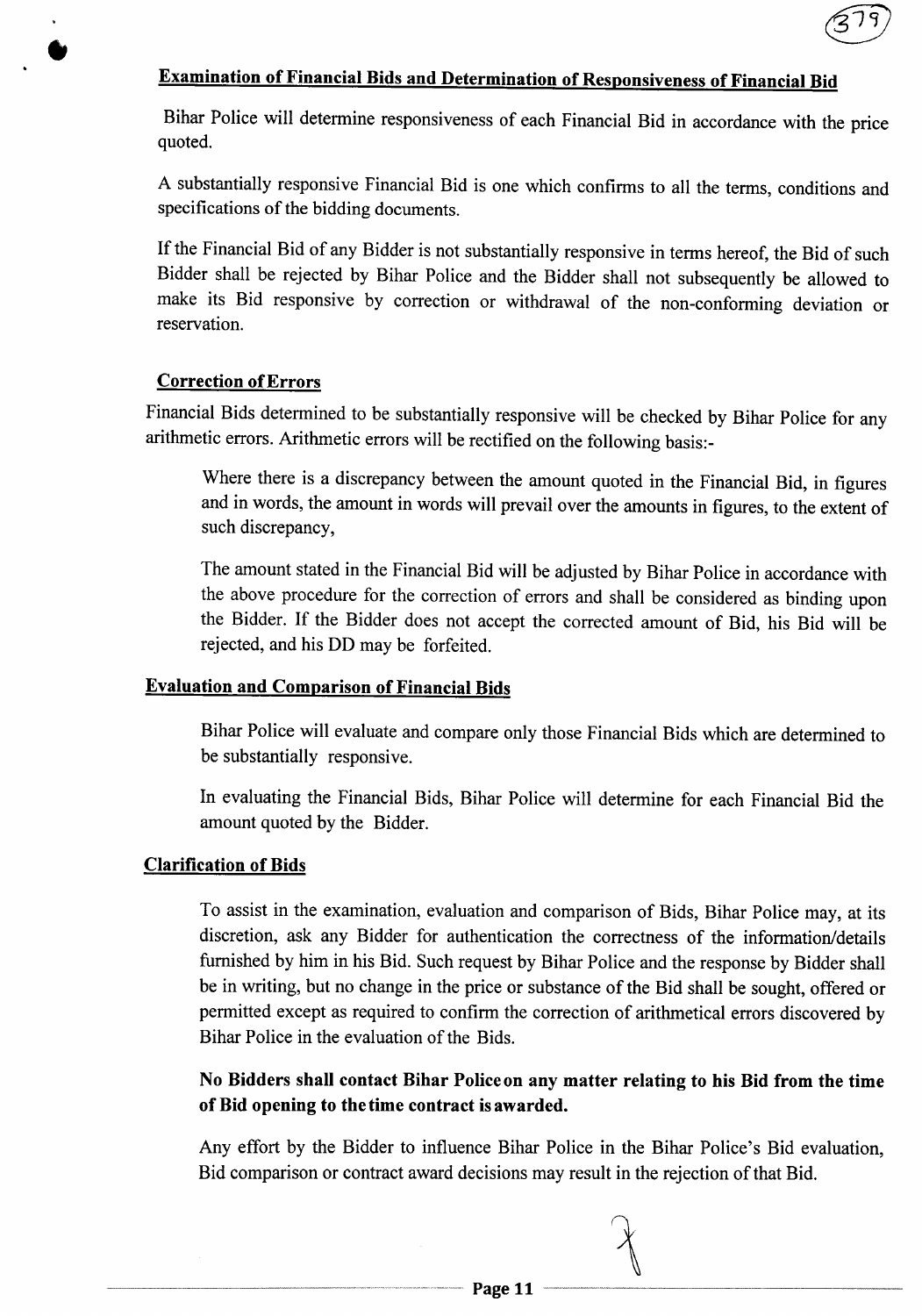## Examination of Financial Bids and Determination of Responsiveness of Financial Bid

Bihar Police will determine responsiveness of each Financial Bid in accordance with the price quoted.

A substantially responsive Financial Bid is one which confirms to all the terms, conditions and specifications of the bidding documents.

If the Financial Bid of any Bidder is not substantially responsive in terms hereof, the Bid of such Bidder shall be rejected by Bihar Police and the Bidder shall not subsequently be allowed to make its Bid responsive by correction or withdrawal of the non-conforming deviation or reservation.

## Correction of Errors

Financial Bids determined to be substantially responsive will be checked by Bihar Police for any arithmetic errors. Arithmetic errors will be rectified on the following basis:-

Where there is a discrepancy between the amount quoted in the Financial Bid, in figures and in words, the amount in words will prevail over the amounts in figures, to the extent of such discrepancy,

The amount stated in the Financial Bid will be adjusted by Bihar Police in accordance with the above procedure for the correction of errors and shall be considered as binding upon the Bidder. If the Bidder does not accept the corrected amount of Bid, his Bid will be rejected, and his DD may be forfeited.

## Evaluation and Comparison of Financial Bids

Bihar Police will evaluate and compare only those Financial Bids which are determined to be substantially responsive.

In evaluating the Financial Bids, Bihar Police will determine for each Financial Bid the amount quoted by the Bidder.

## Clarification of Bids

To assist in the examination, evaluation and comparison of Bids, Bihar Police may, at its discretion, ask any Bidder for authentication the correctness of the information/details furnished by him in his Bid. Such request by Bihar Police and the response by Bidder shall be in writing, but no change in the price or substance of the Bid shall be sought, offered or permitted except as required to confirm the correction of arithmetical errors discovered by Bihar Police in the evaluation of the Bids.

**No Bidders shall contact Bihar Police on any matter relating to his Bid from the time of Bid opening to the time contract is awarded.**

Any effort by the Bidder to influence Bihar Police in the Bihar Police's Bid evaluation, Bid comparison or contract award decisions may result in the rejection of that Bid.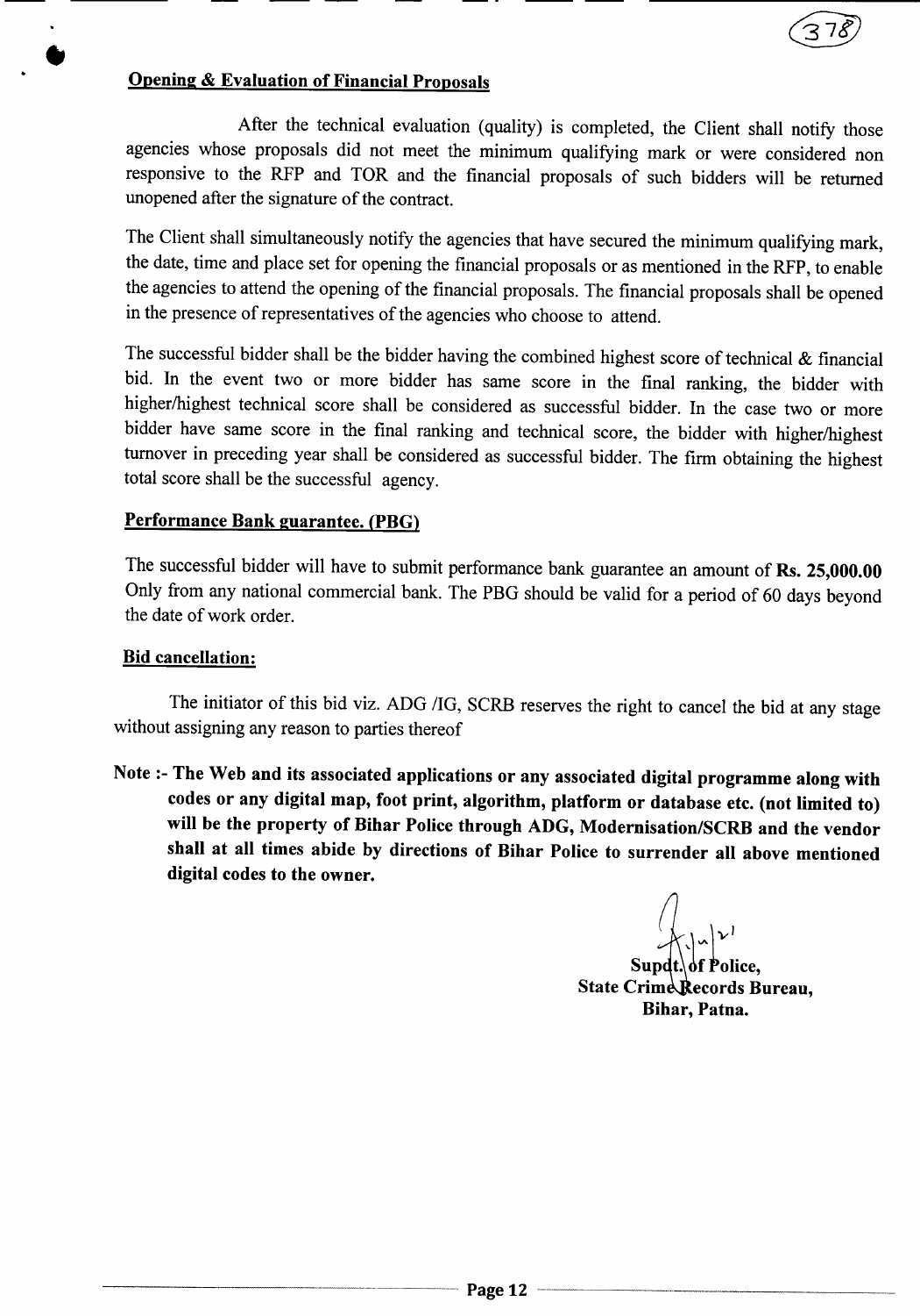**Opening & Evaluation of Financial Proposals**

After the technical evaluation (quality) is completed, the Client shall notify those agencies whose proposals did not meet the minimum qualifying mark or were considered non responsive to the RFP and TOR and the financial proposals of such bidders will be returned unopened after the signature of the contract.

The Client shall simultaneously notify the agencies that have secured the minimum qualifying mark, the date, time and place set for opening the financial proposals or as mentioned in the RFP, to enable the agencies to attend the opening of the financial proposals. The financial proposals shall be opened in the presence of representatives of the agencies who choose to attend.

The successful bidder shall be the bidder having the combined highest score of technical & financial bid. In the event two or more bidder has same score in the final ranking, the bidder with higher/highest technical score shall be considered as successful bidder. In the case two or more bidder have same score in the final ranking and technical score, the bidder with higher/highest turnover in preceding year shall be considered as successful bidder. The firm obtaining the highest total score shall be the successful agency.

**Performance Bank guarantee. (PBG)**

The successful bidder will have to submit performance bank guarantee an amount of **Rs. 25,000.00** Only from any national commercial bank. The PBG should be valid for a period of 60 days beyond the date of work order.

**Bid cancellation:**

The initiator of this bid viz. ADG /IG, SCRB reserves the right to cancel the bid at any stage without assigning any reason to parties thereof

**Note :- The Web and its associated applications or any associated digital programme along with codes or any digital map, foot print, algorithm, platform or database etc. (not limited to) will be the property of Bihar Police through ADG, Modernisation/SCRB and the vendor shall at all times abide by directions of Bihar Police to surrender all above mentioned digital codes to the owner.**

**Supdt. of Police,**
**State Crime Records Bureau,**
**Bihar, Patna.**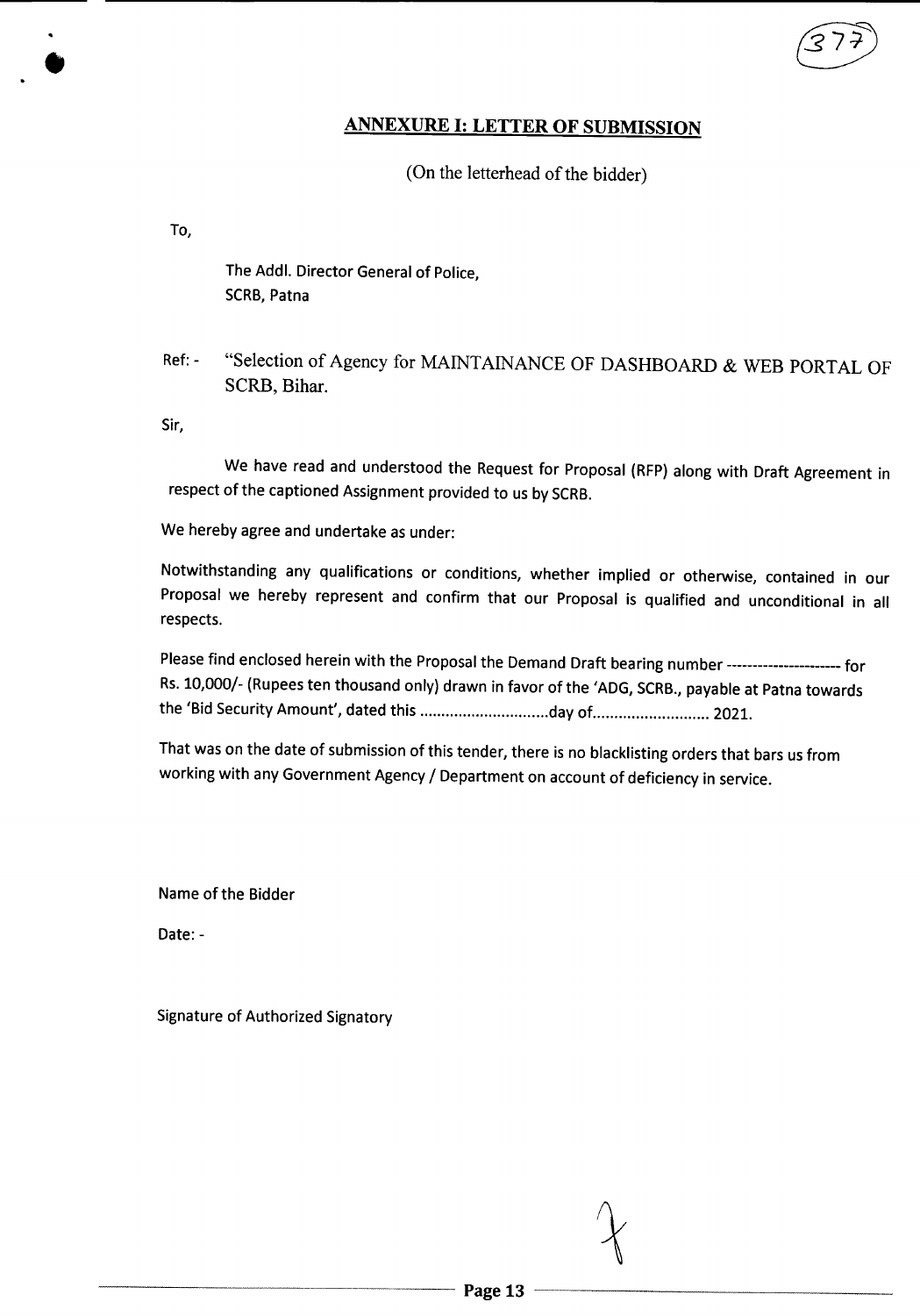## ANNEXURE I: LETTER OF SUBMISSION

(On the letterhead of the bidder)

To,

The Addl. Director General of Police,
SCRB, Patna

Ref: - "Selection of Agency for MAINTAINANCE OF DASHBOARD & WEB PORTAL OF SCRB, Bihar.

Sir,

We have read and understood the Request for Proposal (RFP) along with Draft Agreement in respect of the captioned Assignment provided to us by SCRB.

We hereby agree and undertake as under:

Notwithstanding any qualifications or conditions, whether implied or otherwise, contained in our Proposal we hereby represent and confirm that our Proposal is qualified and unconditional in all respects.

Please find enclosed herein with the Proposal the Demand Draft bearing number ---------------------- for Rs. 10,000/- (Rupees ten thousand only) drawn in favor of the 'ADG, SCRB., payable at Patna towards the 'Bid Security Amount', dated this ..............................day of........................... 2021.

That was on the date of submission of this tender, there is no blacklisting orders that bars us from working with any Government Agency / Department on account of deficiency in service.

Name of the Bidder

Date: -

Signature of Authorized Signatory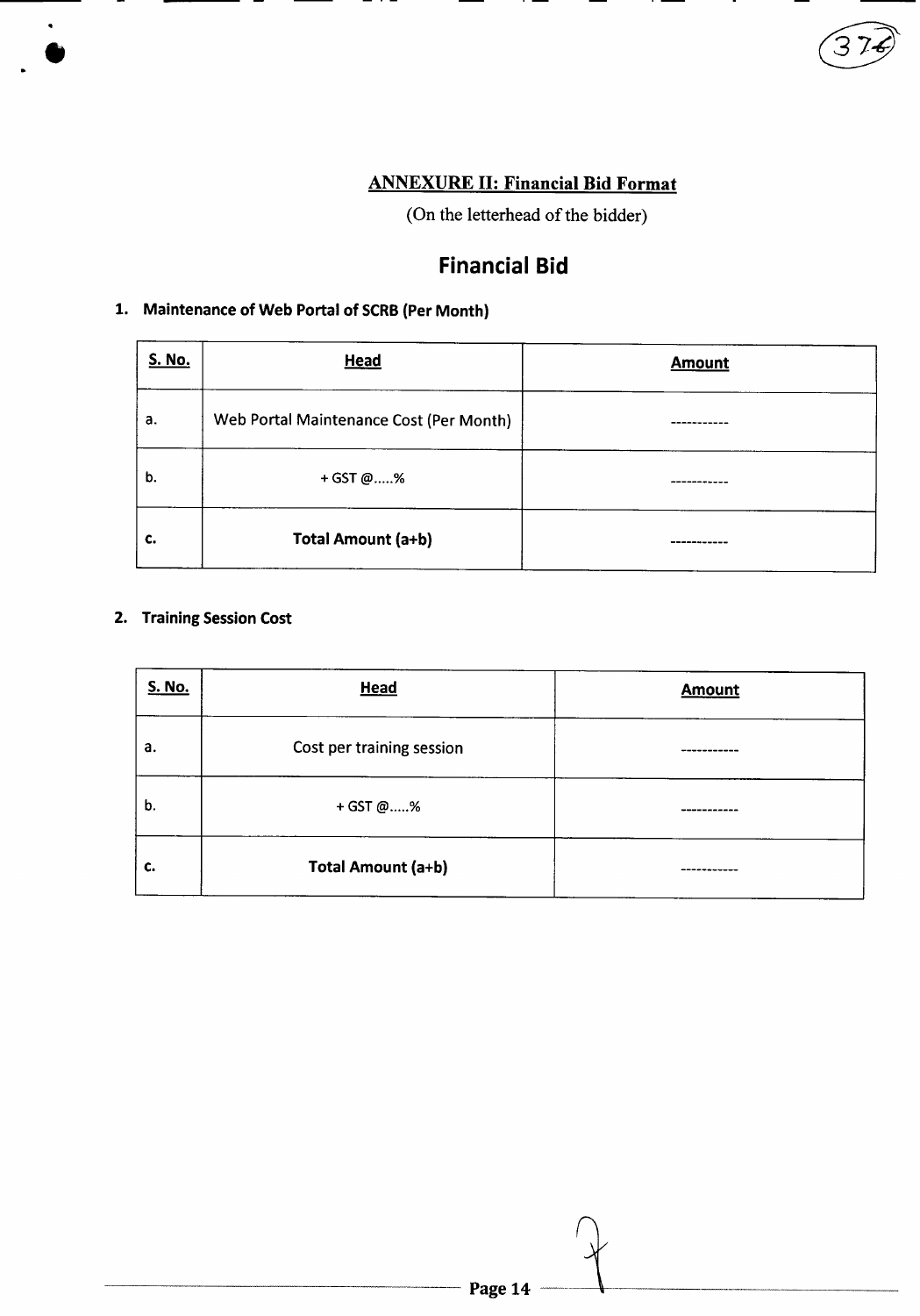## ANNEXURE II: Financial Bid Format

(On the letterhead of the bidder)

# Financial Bid

### 1. Maintenance of Web Portal of SCRB (Per Month)

| S. No. | Head | Amount |
|---|---|---|
| a. | Web Portal Maintenance Cost (Per Month) | ----------- |
| b. | + GST @.....% | ----------- |
| c. | **Total Amount (a+b)** | ----------- |

### 2. Training Session Cost

| S. No. | Head | Amount |
|---|---|---|
| a. | Cost per training session | ----------- |
| b. | + GST @.....% | ----------- |
| c. | **Total Amount (a+b)** | ----------- |